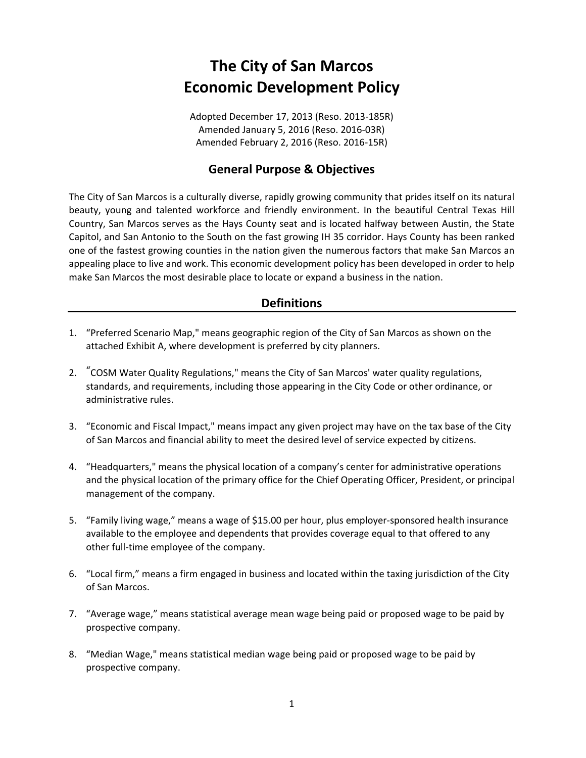# The City of San Marcos
# Economic Development Policy

Adopted December 17, 2013 (Reso. 2013-185R)
Amended January 5, 2016 (Reso. 2016-03R)
Amended February 2, 2016 (Reso. 2016-15R)

## General Purpose & Objectives

The City of San Marcos is a culturally diverse, rapidly growing community that prides itself on its natural beauty, young and talented workforce and friendly environment. In the beautiful Central Texas Hill Country, San Marcos serves as the Hays County seat and is located halfway between Austin, the State Capitol, and San Antonio to the South on the fast growing IH 35 corridor. Hays County has been ranked one of the fastest growing counties in the nation given the numerous factors that make San Marcos an appealing place to live and work. This economic development policy has been developed in order to help make San Marcos the most desirable place to locate or expand a business in the nation.

## Definitions

1. "Preferred Scenario Map," means geographic region of the City of San Marcos as shown on the attached Exhibit A, where development is preferred by city planners.

2. "COSM Water Quality Regulations," means the City of San Marcos' water quality regulations, standards, and requirements, including those appearing in the City Code or other ordinance, or administrative rules.

3. "Economic and Fiscal Impact," means impact any given project may have on the tax base of the City of San Marcos and financial ability to meet the desired level of service expected by citizens.

4. "Headquarters," means the physical location of a company's center for administrative operations and the physical location of the primary office for the Chief Operating Officer, President, or principal management of the company.

5. "Family living wage," means a wage of $15.00 per hour, plus employer-sponsored health insurance available to the employee and dependents that provides coverage equal to that offered to any other full-time employee of the company.

6. "Local firm," means a firm engaged in business and located within the taxing jurisdiction of the City of San Marcos.

7. "Average wage," means statistical average mean wage being paid or proposed wage to be paid by prospective company.

8. "Median Wage," means statistical median wage being paid or proposed wage to be paid by prospective company.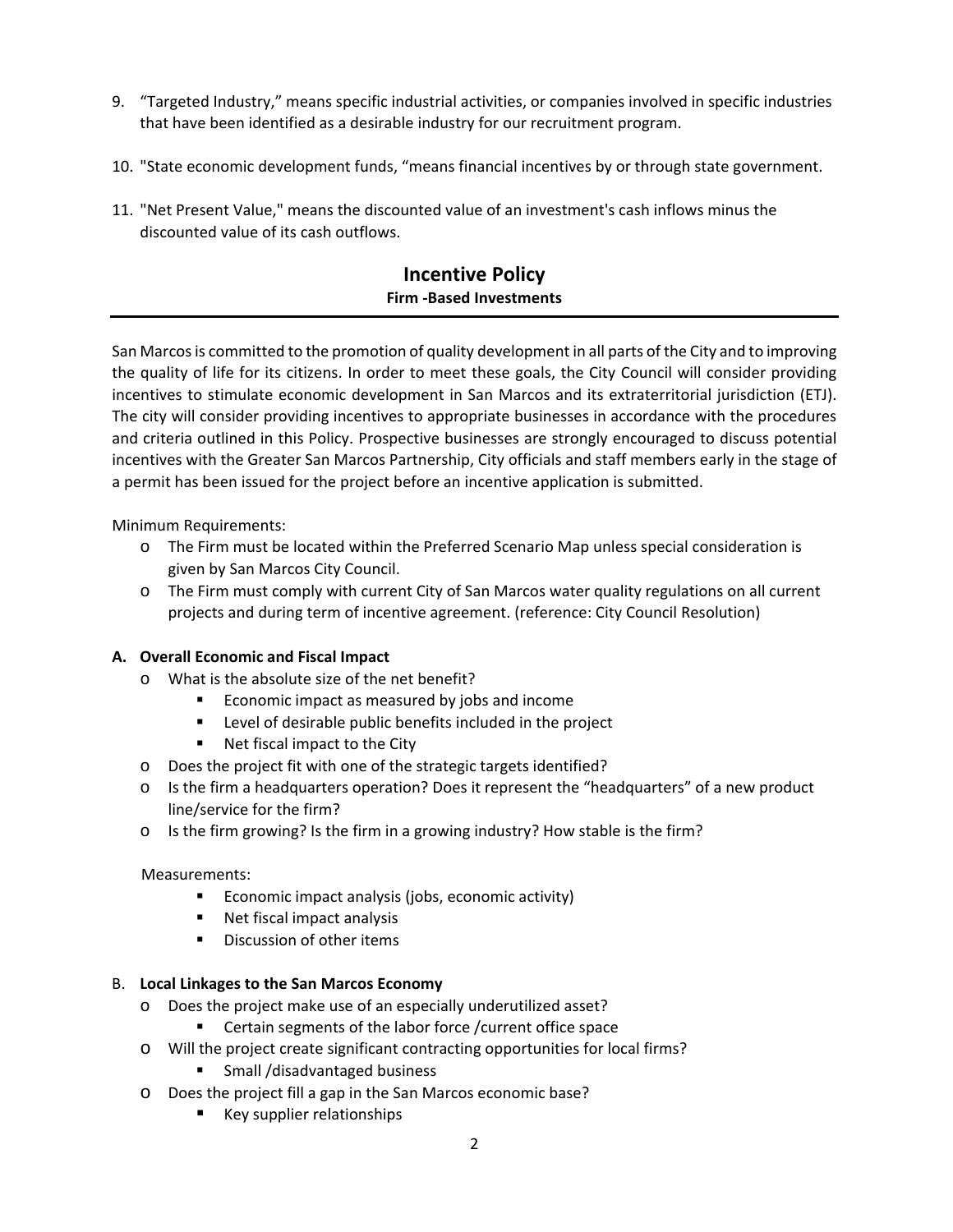9. "Targeted Industry," means specific industrial activities, or companies involved in specific industries that have been identified as a desirable industry for our recruitment program.

10. "State economic development funds, "means financial incentives by or through state government.

11. "Net Present Value," means the discounted value of an investment's cash inflows minus the discounted value of its cash outflows.

## Incentive Policy

### Firm -Based Investments

San Marcos is committed to the promotion of quality development in all parts of the City and to improving the quality of life for its citizens. In order to meet these goals, the City Council will consider providing incentives to stimulate economic development in San Marcos and its extraterritorial jurisdiction (ETJ). The city will consider providing incentives to appropriate businesses in accordance with the procedures and criteria outlined in this Policy. Prospective businesses are strongly encouraged to discuss potential incentives with the Greater San Marcos Partnership, City officials and staff members early in the stage of a permit has been issued for the project before an incentive application is submitted.

Minimum Requirements:

- The Firm must be located within the Preferred Scenario Map unless special consideration is given by San Marcos City Council.
- The Firm must comply with current City of San Marcos water quality regulations on all current projects and during term of incentive agreement. (reference: City Council Resolution)

**A. Overall Economic and Fiscal Impact**

- What is the absolute size of the net benefit?
  - Economic impact as measured by jobs and income
  - Level of desirable public benefits included in the project
  - Net fiscal impact to the City
- Does the project fit with one of the strategic targets identified?
- Is the firm a headquarters operation? Does it represent the "headquarters" of a new product line/service for the firm?
- Is the firm growing? Is the firm in a growing industry? How stable is the firm?

Measurements:

- Economic impact analysis (jobs, economic activity)
- Net fiscal impact analysis
- Discussion of other items

B. **Local Linkages to the San Marcos Economy**

- Does the project make use of an especially underutilized asset?
  - Certain segments of the labor force /current office space
- Will the project create significant contracting opportunities for local firms?
  - Small /disadvantaged business
- Does the project fill a gap in the San Marcos economic base?
  - Key supplier relationships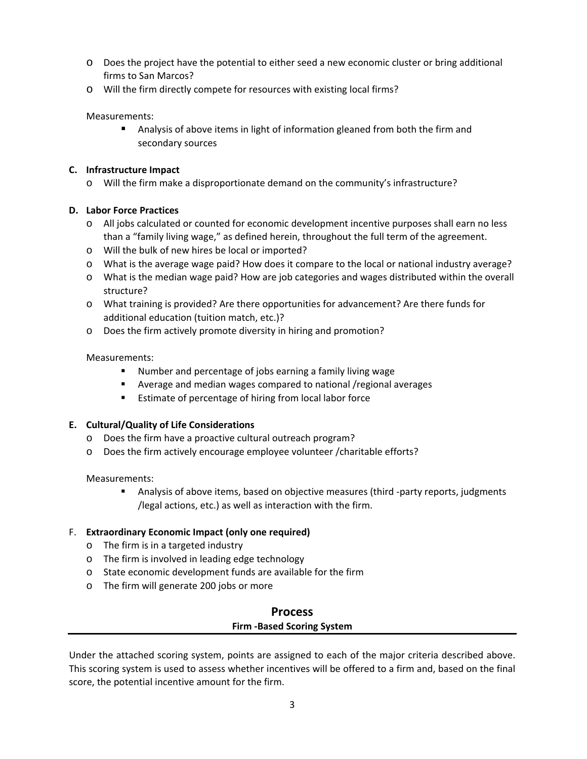- Does the project have the potential to either seed a new economic cluster or bring additional firms to San Marcos?
- Will the firm directly compete for resources with existing local firms?

Measurements:

- Analysis of above items in light of information gleaned from both the firm and secondary sources

**C. Infrastructure Impact**

- Will the firm make a disproportionate demand on the community's infrastructure?

**D. Labor Force Practices**

- All jobs calculated or counted for economic development incentive purposes shall earn no less than a "family living wage," as defined herein, throughout the full term of the agreement.
- Will the bulk of new hires be local or imported?
- What is the average wage paid? How does it compare to the local or national industry average?
- What is the median wage paid? How are job categories and wages distributed within the overall structure?
- What training is provided? Are there opportunities for advancement? Are there funds for additional education (tuition match, etc.)?
- Does the firm actively promote diversity in hiring and promotion?

Measurements:

- Number and percentage of jobs earning a family living wage
- Average and median wages compared to national /regional averages
- Estimate of percentage of hiring from local labor force

**E. Cultural/Quality of Life Considerations**

- Does the firm have a proactive cultural outreach program?
- Does the firm actively encourage employee volunteer /charitable efforts?

Measurements:

- Analysis of above items, based on objective measures (third -party reports, judgments /legal actions, etc.) as well as interaction with the firm.

F. **Extraordinary Economic Impact (only one required)**

- The firm is in a targeted industry
- The firm is involved in leading edge technology
- State economic development funds are available for the firm
- The firm will generate 200 jobs or more

## Process

**Firm -Based Scoring System**

Under the attached scoring system, points are assigned to each of the major criteria described above. This scoring system is used to assess whether incentives will be offered to a firm and, based on the final score, the potential incentive amount for the firm.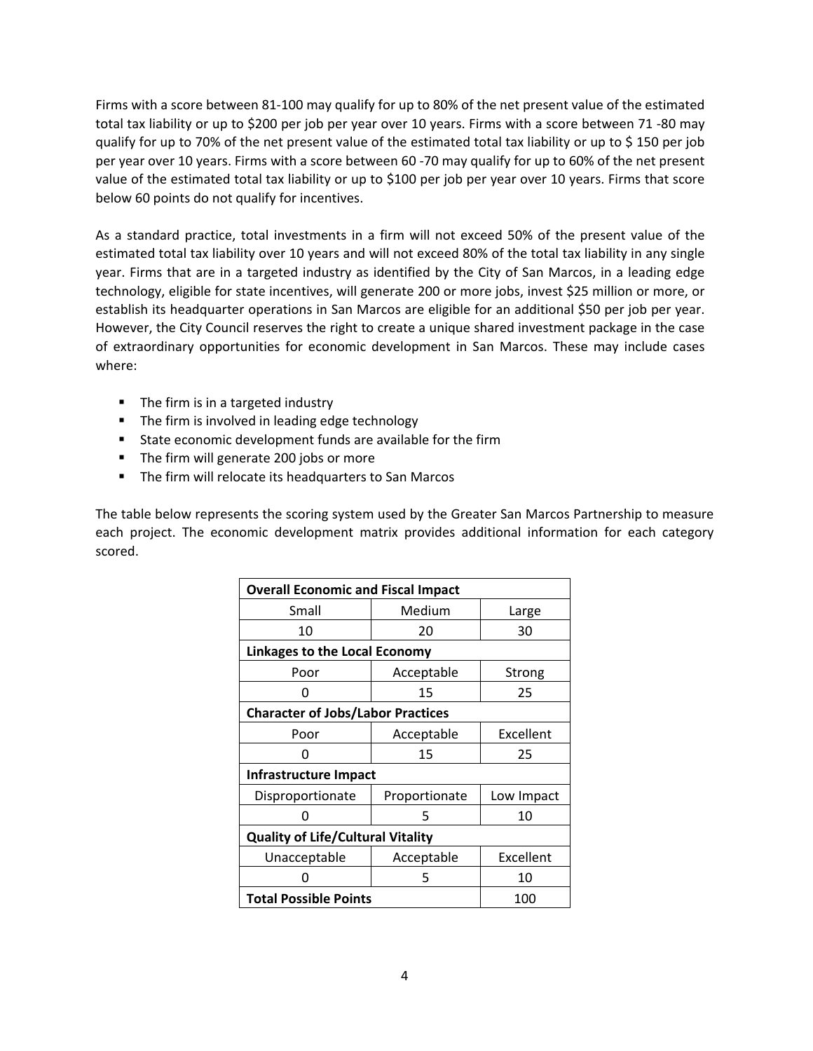Firms with a score between 81-100 may qualify for up to 80% of the net present value of the estimated total tax liability or up to $200 per job per year over 10 years. Firms with a score between 71 -80 may qualify for up to 70% of the net present value of the estimated total tax liability or up to $ 150 per job per year over 10 years. Firms with a score between 60 -70 may qualify for up to 60% of the net present value of the estimated total tax liability or up to $100 per job per year over 10 years. Firms that score below 60 points do not qualify for incentives.

As a standard practice, total investments in a firm will not exceed 50% of the present value of the estimated total tax liability over 10 years and will not exceed 80% of the total tax liability in any single year. Firms that are in a targeted industry as identified by the City of San Marcos, in a leading edge technology, eligible for state incentives, will generate 200 or more jobs, invest $25 million or more, or establish its headquarter operations in San Marcos are eligible for an additional $50 per job per year. However, the City Council reserves the right to create a unique shared investment package in the case of extraordinary opportunities for economic development in San Marcos. These may include cases where:

- The firm is in a targeted industry
- The firm is involved in leading edge technology
- State economic development funds are available for the firm
- The firm will generate 200 jobs or more
- The firm will relocate its headquarters to San Marcos

The table below represents the scoring system used by the Greater San Marcos Partnership to measure each project. The economic development matrix provides additional information for each category scored.

| **Overall Economic and Fiscal Impact** | | |
|---|---|---|
| Small | Medium | Large |
| 10 | 20 | 30 |
| **Linkages to the Local Economy** | | |
| Poor | Acceptable | Strong |
| 0 | 15 | 25 |
| **Character of Jobs/Labor Practices** | | |
| Poor | Acceptable | Excellent |
| 0 | 15 | 25 |
| **Infrastructure Impact** | | |
| Disproportionate | Proportionate | Low Impact |
| 0 | 5 | 10 |
| **Quality of Life/Cultural Vitality** | | |
| Unacceptable | Acceptable | Excellent |
| 0 | 5 | 10 |
| **Total Possible Points** | | 100 |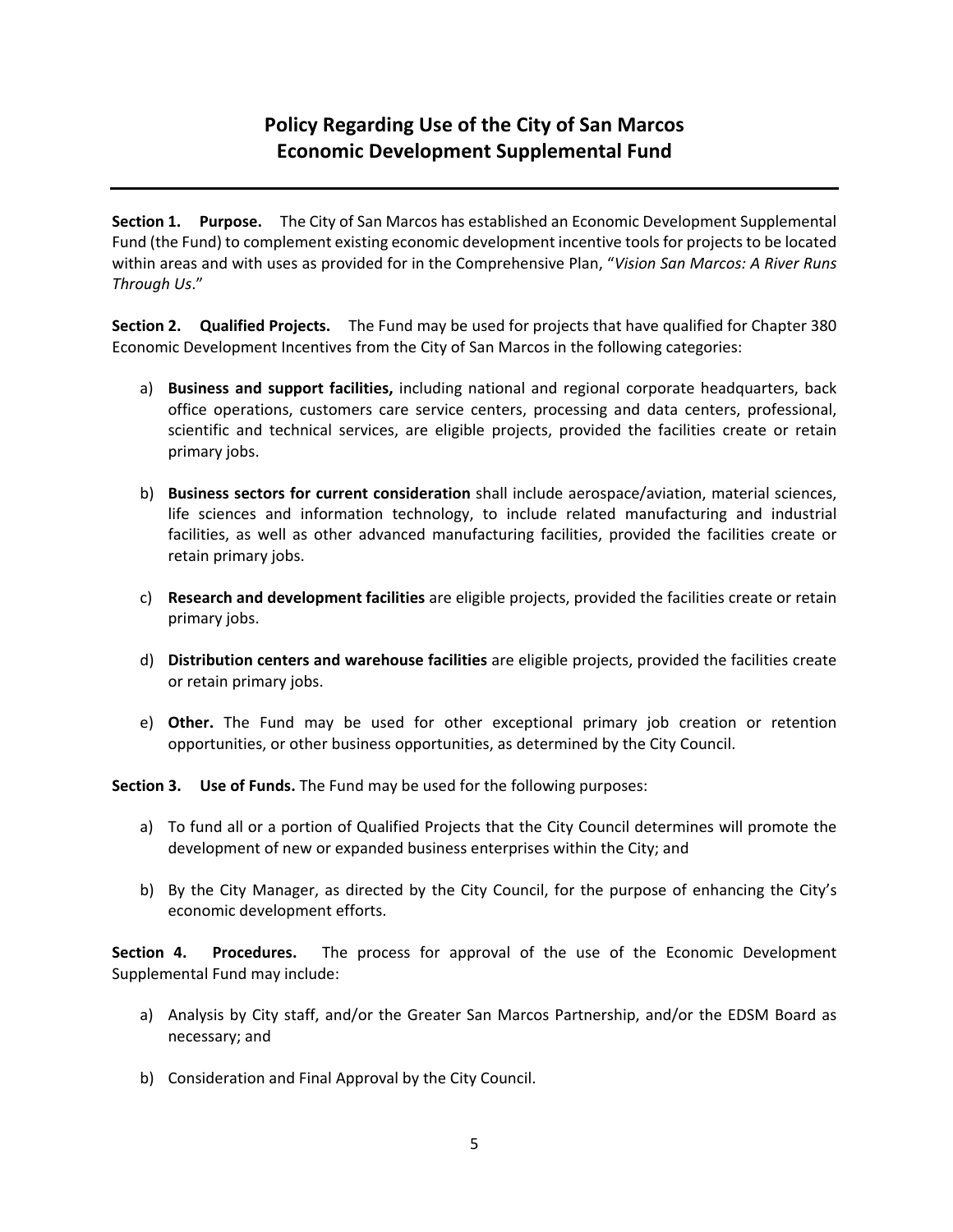# Policy Regarding Use of the City of San Marcos Economic Development Supplemental Fund

---

**Section 1. Purpose.** The City of San Marcos has established an Economic Development Supplemental Fund (the Fund) to complement existing economic development incentive tools for projects to be located within areas and with uses as provided for in the Comprehensive Plan, "*Vision San Marcos: A River Runs Through Us*."

**Section 2. Qualified Projects.** The Fund may be used for projects that have qualified for Chapter 380 Economic Development Incentives from the City of San Marcos in the following categories:

a) **Business and support facilities,** including national and regional corporate headquarters, back office operations, customers care service centers, processing and data centers, professional, scientific and technical services, are eligible projects, provided the facilities create or retain primary jobs.

b) **Business sectors for current consideration** shall include aerospace/aviation, material sciences, life sciences and information technology, to include related manufacturing and industrial facilities, as well as other advanced manufacturing facilities, provided the facilities create or retain primary jobs.

c) **Research and development facilities** are eligible projects, provided the facilities create or retain primary jobs.

d) **Distribution centers and warehouse facilities** are eligible projects, provided the facilities create or retain primary jobs.

e) **Other.** The Fund may be used for other exceptional primary job creation or retention opportunities, or other business opportunities, as determined by the City Council.

**Section 3. Use of Funds.** The Fund may be used for the following purposes:

a) To fund all or a portion of Qualified Projects that the City Council determines will promote the development of new or expanded business enterprises within the City; and

b) By the City Manager, as directed by the City Council, for the purpose of enhancing the City's economic development efforts.

**Section 4. Procedures.** The process for approval of the use of the Economic Development Supplemental Fund may include:

a) Analysis by City staff, and/or the Greater San Marcos Partnership, and/or the EDSM Board as necessary; and

b) Consideration and Final Approval by the City Council.